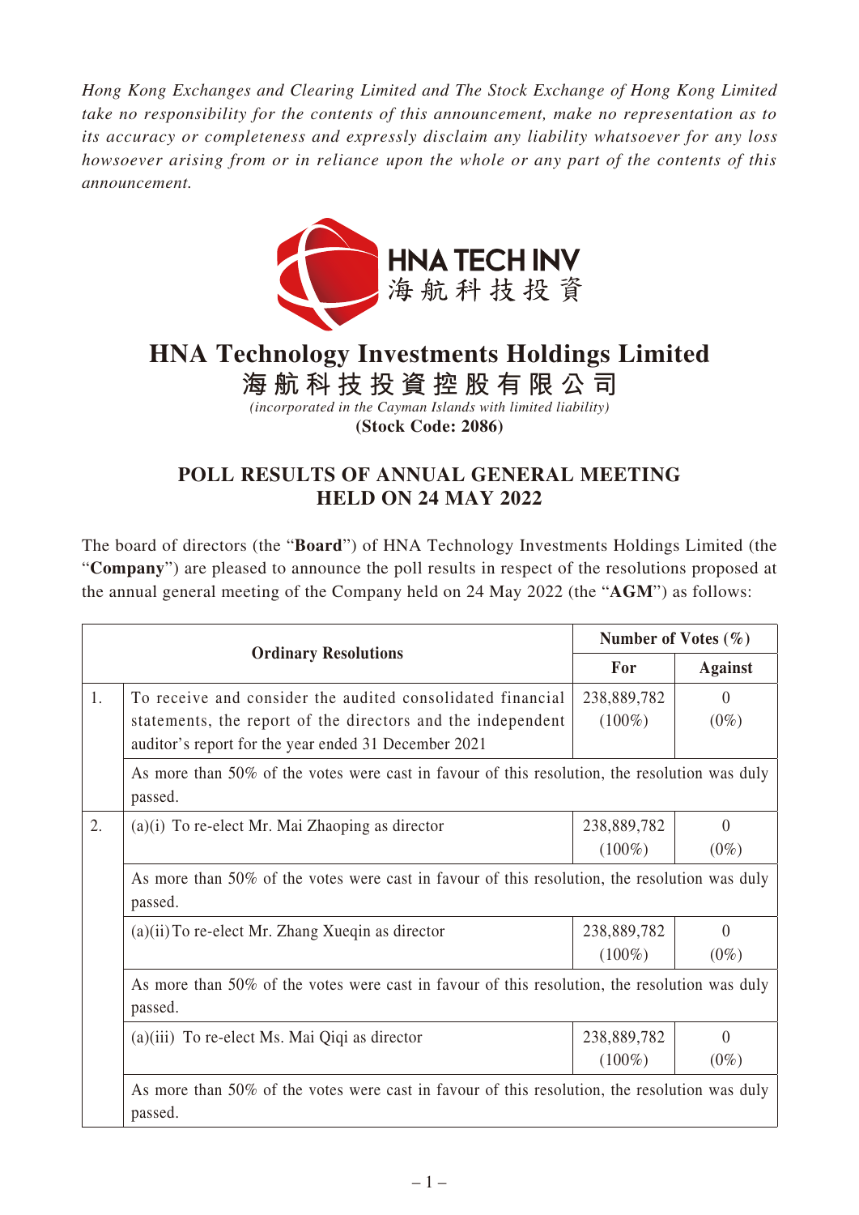*Hong Kong Exchanges and Clearing Limited and The Stock Exchange of Hong Kong Limited take no responsibility for the contents of this announcement, make no representation as to its accuracy or completeness and expressly disclaim any liability whatsoever for any loss howsoever arising from or in reliance upon the whole or any part of the contents of this announcement.*

HNA TECH INV
海航科技投資

# HNA Technology Investments Holdings Limited
# 海航科技投資控股有限公司

*(incorporated in the Cayman Islands with limited liability)*

**(Stock Code: 2086)**

## POLL RESULTS OF ANNUAL GENERAL MEETING HELD ON 24 MAY 2022

The board of directors (the "**Board**") of HNA Technology Investments Holdings Limited (the "**Company**") are pleased to announce the poll results in respect of the resolutions proposed at the annual general meeting of the Company held on 24 May 2022 (the "**AGM**") as follows:

| | Ordinary Resolutions | Number of Votes (%) | |
|---|---|---|---|
| | | **For** | **Against** |
| 1. | To receive and consider the audited consolidated financial statements, the report of the directors and the independent auditor's report for the year ended 31 December 2021 | 238,889,782 (100%) | 0 (0%) |
| | As more than 50% of the votes were cast in favour of this resolution, the resolution was duly passed. | | |
| 2. | (a)(i) To re-elect Mr. Mai Zhaoping as director | 238,889,782 (100%) | 0 (0%) |
| | As more than 50% of the votes were cast in favour of this resolution, the resolution was duly passed. | | |
| | (a)(ii) To re-elect Mr. Zhang Xueqin as director | 238,889,782 (100%) | 0 (0%) |
| | As more than 50% of the votes were cast in favour of this resolution, the resolution was duly passed. | | |
| | (a)(iii) To re-elect Ms. Mai Qiqi as director | 238,889,782 (100%) | 0 (0%) |
| | As more than 50% of the votes were cast in favour of this resolution, the resolution was duly passed. | | |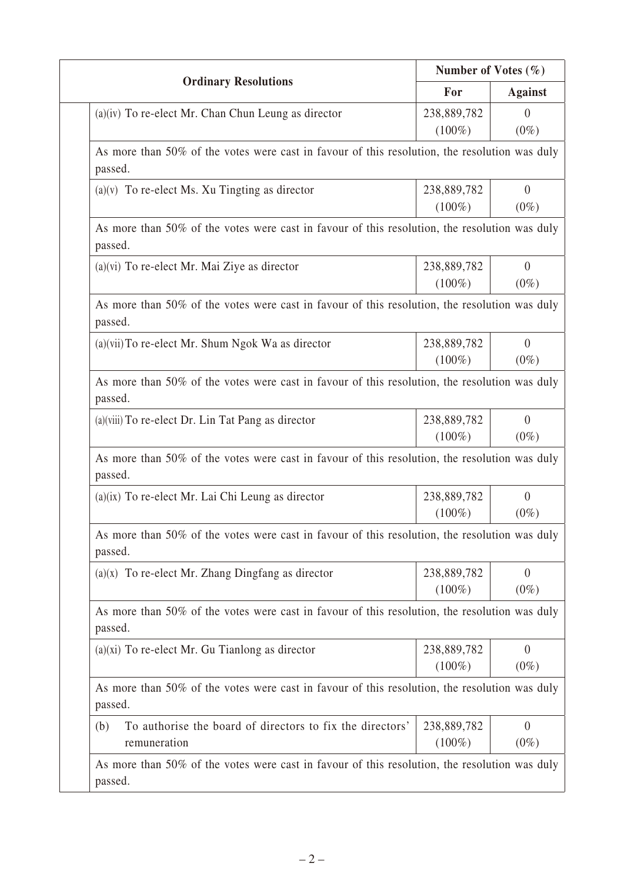| Ordinary Resolutions | Number of Votes (%) | |
|---|---|---|
| | For | Against |
| (a)(iv) To re-elect Mr. Chan Chun Leung as director | 238,889,782 (100%) | 0 (0%) |
| As more than 50% of the votes were cast in favour of this resolution, the resolution was duly passed. | | |
| (a)(v) To re-elect Ms. Xu Tingting as director | 238,889,782 (100%) | 0 (0%) |
| As more than 50% of the votes were cast in favour of this resolution, the resolution was duly passed. | | |
| (a)(vi) To re-elect Mr. Mai Ziye as director | 238,889,782 (100%) | 0 (0%) |
| As more than 50% of the votes were cast in favour of this resolution, the resolution was duly passed. | | |
| (a)(vii) To re-elect Mr. Shum Ngok Wa as director | 238,889,782 (100%) | 0 (0%) |
| As more than 50% of the votes were cast in favour of this resolution, the resolution was duly passed. | | |
| (a)(viii) To re-elect Dr. Lin Tat Pang as director | 238,889,782 (100%) | 0 (0%) |
| As more than 50% of the votes were cast in favour of this resolution, the resolution was duly passed. | | |
| (a)(ix) To re-elect Mr. Lai Chi Leung as director | 238,889,782 (100%) | 0 (0%) |
| As more than 50% of the votes were cast in favour of this resolution, the resolution was duly passed. | | |
| (a)(x) To re-elect Mr. Zhang Dingfang as director | 238,889,782 (100%) | 0 (0%) |
| As more than 50% of the votes were cast in favour of this resolution, the resolution was duly passed. | | |
| (a)(xi) To re-elect Mr. Gu Tianlong as director | 238,889,782 (100%) | 0 (0%) |
| As more than 50% of the votes were cast in favour of this resolution, the resolution was duly passed. | | |
| (b) To authorise the board of directors to fix the directors' remuneration | 238,889,782 (100%) | 0 (0%) |
| As more than 50% of the votes were cast in favour of this resolution, the resolution was duly passed. | | |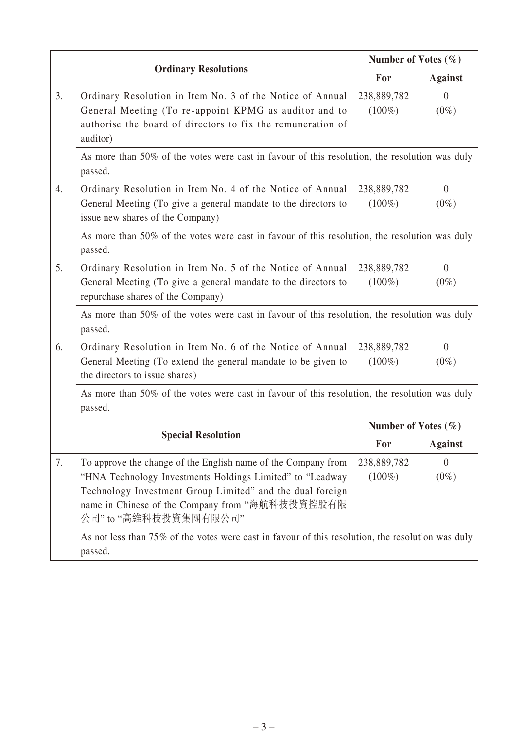| | Ordinary Resolutions | Number of Votes (%) | |
|---|---|---|---|
| | | For | Against |
| 3. | Ordinary Resolution in Item No. 3 of the Notice of Annual General Meeting (To re-appoint KPMG as auditor and to authorise the board of directors to fix the remuneration of auditor) | 238,889,782 (100%) | 0 (0%) |
| | As more than 50% of the votes were cast in favour of this resolution, the resolution was duly passed. | | |
| 4. | Ordinary Resolution in Item No. 4 of the Notice of Annual General Meeting (To give a general mandate to the directors to issue new shares of the Company) | 238,889,782 (100%) | 0 (0%) |
| | As more than 50% of the votes were cast in favour of this resolution, the resolution was duly passed. | | |
| 5. | Ordinary Resolution in Item No. 5 of the Notice of Annual General Meeting (To give a general mandate to the directors to repurchase shares of the Company) | 238,889,782 (100%) | 0 (0%) |
| | As more than 50% of the votes were cast in favour of this resolution, the resolution was duly passed. | | |
| 6. | Ordinary Resolution in Item No. 6 of the Notice of Annual General Meeting (To extend the general mandate to be given to the directors to issue shares) | 238,889,782 (100%) | 0 (0%) |
| | As more than 50% of the votes were cast in favour of this resolution, the resolution was duly passed. | | |
| | **Special Resolution** | **Number of Votes (%)** | |
| | | **For** | **Against** |
| 7. | To approve the change of the English name of the Company from "HNA Technology Investments Holdings Limited" to "Leadway Technology Investment Group Limited" and the dual foreign name in Chinese of the Company from "海航科技投資控股有限公司" to "高維科技投資集團有限公司" | 238,889,782 (100%) | 0 (0%) |
| | As not less than 75% of the votes were cast in favour of this resolution, the resolution was duly passed. | | |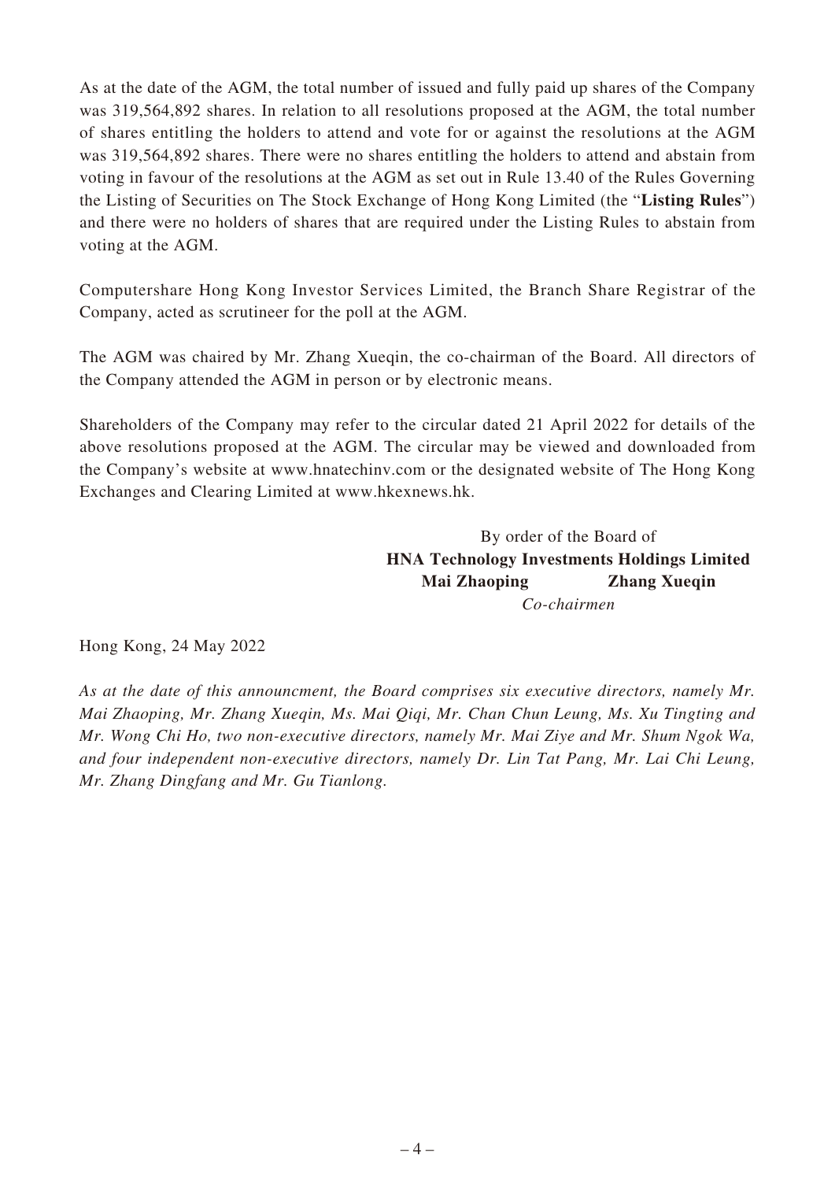As at the date of the AGM, the total number of issued and fully paid up shares of the Company was 319,564,892 shares. In relation to all resolutions proposed at the AGM, the total number of shares entitling the holders to attend and vote for or against the resolutions at the AGM was 319,564,892 shares. There were no shares entitling the holders to attend and abstain from voting in favour of the resolutions at the AGM as set out in Rule 13.40 of the Rules Governing the Listing of Securities on The Stock Exchange of Hong Kong Limited (the "**Listing Rules**") and there were no holders of shares that are required under the Listing Rules to abstain from voting at the AGM.

Computershare Hong Kong Investor Services Limited, the Branch Share Registrar of the Company, acted as scrutineer for the poll at the AGM.

The AGM was chaired by Mr. Zhang Xueqin, the co-chairman of the Board. All directors of the Company attended the AGM in person or by electronic means.

Shareholders of the Company may refer to the circular dated 21 April 2022 for details of the above resolutions proposed at the AGM. The circular may be viewed and downloaded from the Company's website at www.hnatechinv.com or the designated website of The Hong Kong Exchanges and Clearing Limited at www.hkexnews.hk.

By order of the Board of
**HNA Technology Investments Holdings Limited**
**Mai Zhaoping** **Zhang Xueqin**
*Co-chairmen*

Hong Kong, 24 May 2022

*As at the date of this announcment, the Board comprises six executive directors, namely Mr. Mai Zhaoping, Mr. Zhang Xueqin, Ms. Mai Qiqi, Mr. Chan Chun Leung, Ms. Xu Tingting and Mr. Wong Chi Ho, two non-executive directors, namely Mr. Mai Ziye and Mr. Shum Ngok Wa, and four independent non-executive directors, namely Dr. Lin Tat Pang, Mr. Lai Chi Leung, Mr. Zhang Dingfang and Mr. Gu Tianlong.*